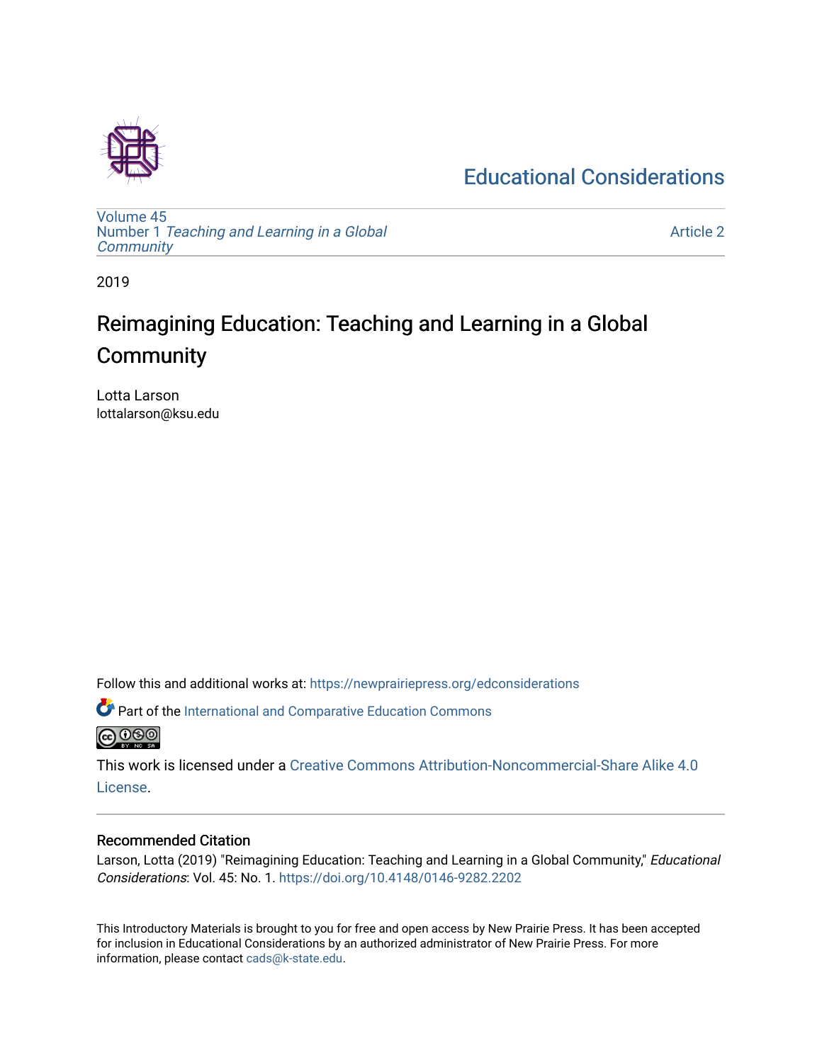Educational Considerations

Volume 45
Number 1 *Teaching and Learning in a Global Community*

Article 2

2019

# Reimagining Education: Teaching and Learning in a Global Community

Lotta Larson
lottalarson@ksu.edu

Follow this and additional works at: https://newprairiepress.org/edconsiderations

Part of the International and Comparative Education Commons

This work is licensed under a Creative Commons Attribution-Noncommercial-Share Alike 4.0 License.

## Recommended Citation

Larson, Lotta (2019) "Reimagining Education: Teaching and Learning in a Global Community," *Educational Considerations*: Vol. 45: No. 1. https://doi.org/10.4148/0146-9282.2202

This Introductory Materials is brought to you for free and open access by New Prairie Press. It has been accepted for inclusion in Educational Considerations by an authorized administrator of New Prairie Press. For more information, please contact cads@k-state.edu.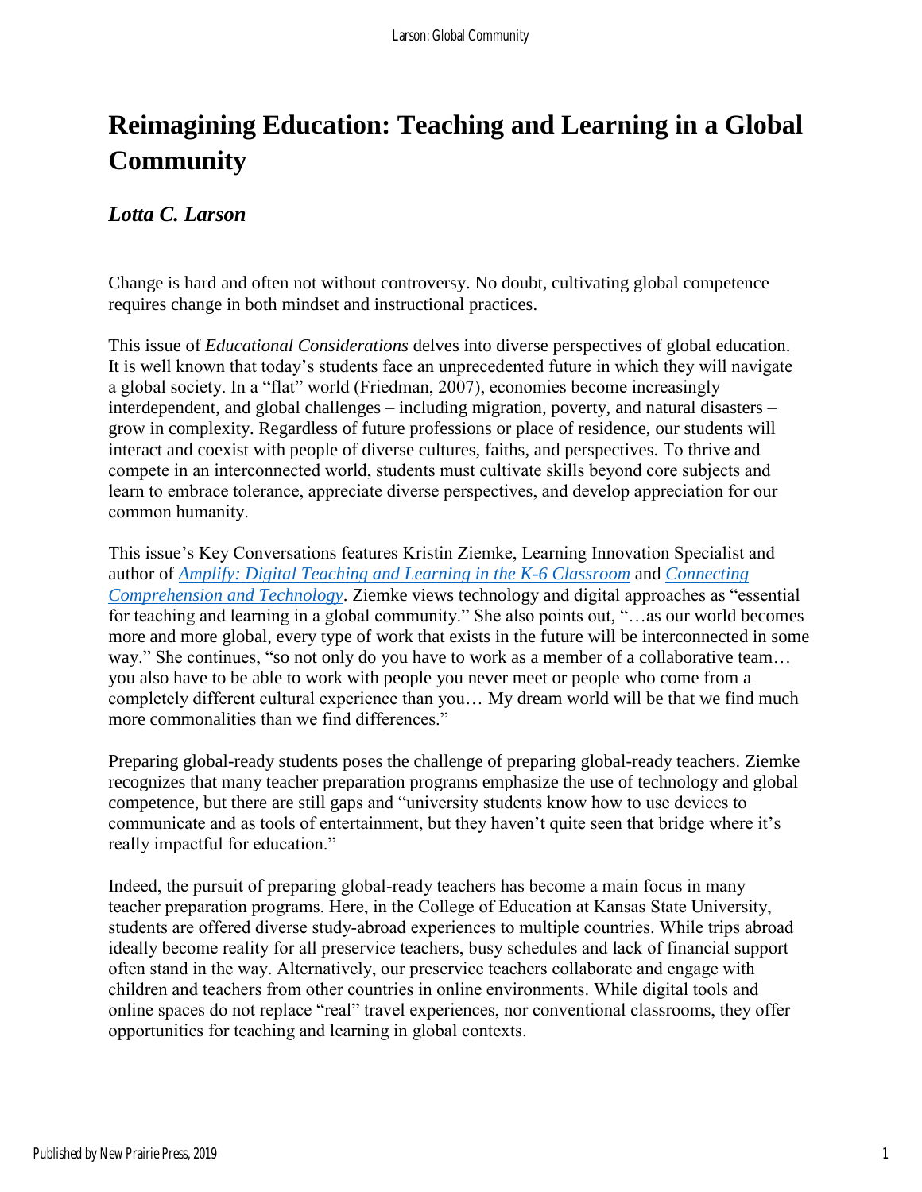# Reimagining Education: Teaching and Learning in a Global Community

### *Lotta C. Larson*

Change is hard and often not without controversy. No doubt, cultivating global competence requires change in both mindset and instructional practices.

This issue of *Educational Considerations* delves into diverse perspectives of global education. It is well known that today's students face an unprecedented future in which they will navigate a global society. In a "flat" world (Friedman, 2007), economies become increasingly interdependent, and global challenges – including migration, poverty, and natural disasters – grow in complexity. Regardless of future professions or place of residence, our students will interact and coexist with people of diverse cultures, faiths, and perspectives. To thrive and compete in an interconnected world, students must cultivate skills beyond core subjects and learn to embrace tolerance, appreciate diverse perspectives, and develop appreciation for our common humanity.

This issue's Key Conversations features Kristin Ziemke, Learning Innovation Specialist and author of *Amplify: Digital Teaching and Learning in the K-6 Classroom* and *Connecting Comprehension and Technology*. Ziemke views technology and digital approaches as "essential for teaching and learning in a global community." She also points out, "…as our world becomes more and more global, every type of work that exists in the future will be interconnected in some way." She continues, "so not only do you have to work as a member of a collaborative team… you also have to be able to work with people you never meet or people who come from a completely different cultural experience than you… My dream world will be that we find much more commonalities than we find differences."

Preparing global-ready students poses the challenge of preparing global-ready teachers. Ziemke recognizes that many teacher preparation programs emphasize the use of technology and global competence, but there are still gaps and "university students know how to use devices to communicate and as tools of entertainment, but they haven't quite seen that bridge where it's really impactful for education."

Indeed, the pursuit of preparing global-ready teachers has become a main focus in many teacher preparation programs. Here, in the College of Education at Kansas State University, students are offered diverse study-abroad experiences to multiple countries. While trips abroad ideally become reality for all preservice teachers, busy schedules and lack of financial support often stand in the way. Alternatively, our preservice teachers collaborate and engage with children and teachers from other countries in online environments. While digital tools and online spaces do not replace "real" travel experiences, nor conventional classrooms, they offer opportunities for teaching and learning in global contexts.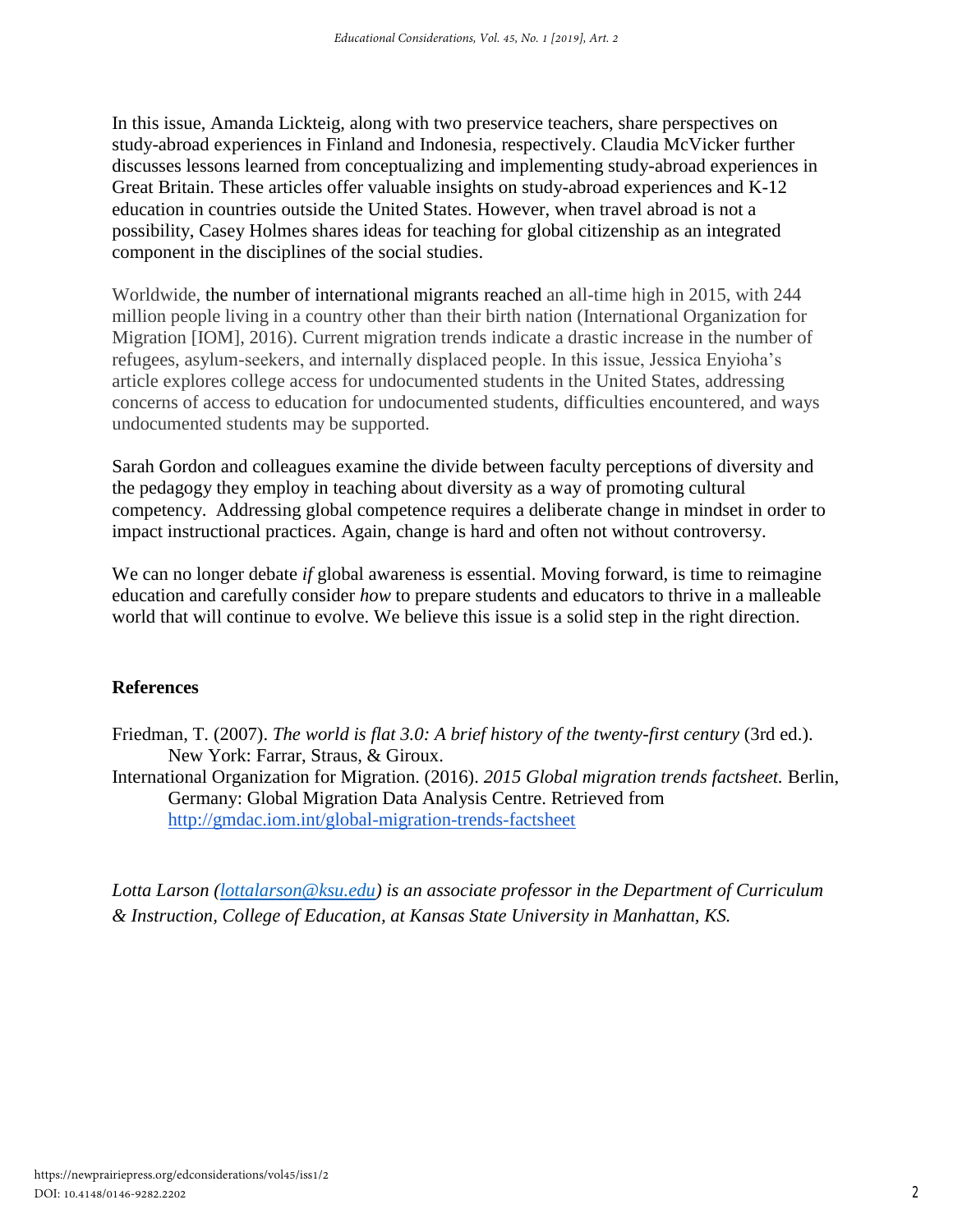In this issue, Amanda Lickteig, along with two preservice teachers, share perspectives on study-abroad experiences in Finland and Indonesia, respectively. Claudia McVicker further discusses lessons learned from conceptualizing and implementing study-abroad experiences in Great Britain. These articles offer valuable insights on study-abroad experiences and K-12 education in countries outside the United States. However, when travel abroad is not a possibility, Casey Holmes shares ideas for teaching for global citizenship as an integrated component in the disciplines of the social studies.

Worldwide, the number of international migrants reached an all-time high in 2015, with 244 million people living in a country other than their birth nation (International Organization for Migration [IOM], 2016). Current migration trends indicate a drastic increase in the number of refugees, asylum-seekers, and internally displaced people. In this issue, Jessica Enyioha's article explores college access for undocumented students in the United States, addressing concerns of access to education for undocumented students, difficulties encountered, and ways undocumented students may be supported.

Sarah Gordon and colleagues examine the divide between faculty perceptions of diversity and the pedagogy they employ in teaching about diversity as a way of promoting cultural competency. Addressing global competence requires a deliberate change in mindset in order to impact instructional practices. Again, change is hard and often not without controversy.

We can no longer debate *if* global awareness is essential. Moving forward, is time to reimagine education and carefully consider *how* to prepare students and educators to thrive in a malleable world that will continue to evolve. We believe this issue is a solid step in the right direction.

## References

Friedman, T. (2007). *The world is flat 3.0: A brief history of the twenty-first century* (3rd ed.). New York: Farrar, Straus, & Giroux.

International Organization for Migration. (2016). *2015 Global migration trends factsheet.* Berlin, Germany: Global Migration Data Analysis Centre. Retrieved from http://gmdac.iom.int/global-migration-trends-factsheet

*Lotta Larson (lottalarson@ksu.edu) is an associate professor in the Department of Curriculum & Instruction, College of Education, at Kansas State University in Manhattan, KS.*